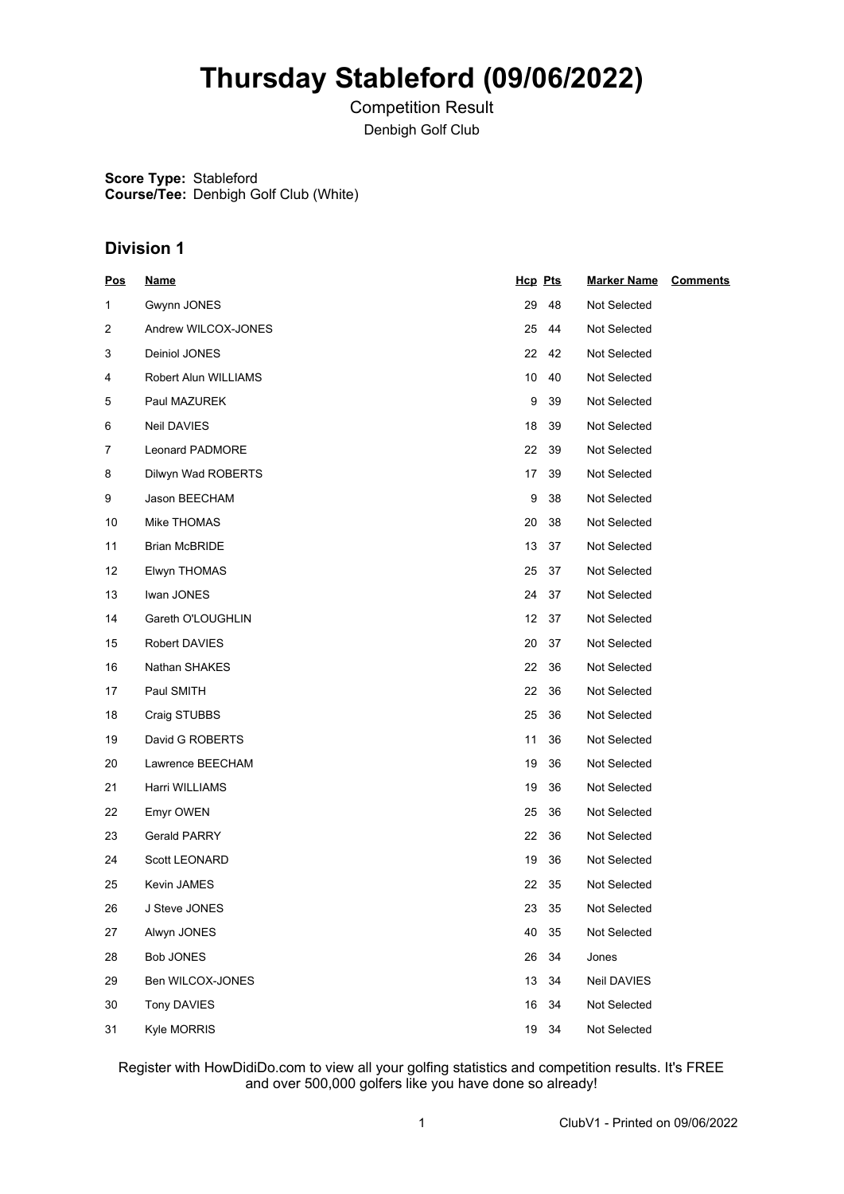# Thursday Stableford (09/06/2022)

Competition Result

Denbigh Golf Club

**Score Type:** Stableford
**Course/Tee:** Denbigh Golf Club (White)

## Division 1

| Pos | Name | Hcp | Pts | Marker Name | Comments |
|---|---|---|---|---|---|
| 1 | Gwynn JONES | 29 | 48 | Not Selected | |
| 2 | Andrew WILCOX-JONES | 25 | 44 | Not Selected | |
| 3 | Deiniol JONES | 22 | 42 | Not Selected | |
| 4 | Robert Alun WILLIAMS | 10 | 40 | Not Selected | |
| 5 | Paul MAZUREK | 9 | 39 | Not Selected | |
| 6 | Neil DAVIES | 18 | 39 | Not Selected | |
| 7 | Leonard PADMORE | 22 | 39 | Not Selected | |
| 8 | Dilwyn Wad ROBERTS | 17 | 39 | Not Selected | |
| 9 | Jason BEECHAM | 9 | 38 | Not Selected | |
| 10 | Mike THOMAS | 20 | 38 | Not Selected | |
| 11 | Brian McBRIDE | 13 | 37 | Not Selected | |
| 12 | Elwyn THOMAS | 25 | 37 | Not Selected | |
| 13 | Iwan JONES | 24 | 37 | Not Selected | |
| 14 | Gareth O'LOUGHLIN | 12 | 37 | Not Selected | |
| 15 | Robert DAVIES | 20 | 37 | Not Selected | |
| 16 | Nathan SHAKES | 22 | 36 | Not Selected | |
| 17 | Paul SMITH | 22 | 36 | Not Selected | |
| 18 | Craig STUBBS | 25 | 36 | Not Selected | |
| 19 | David G ROBERTS | 11 | 36 | Not Selected | |
| 20 | Lawrence BEECHAM | 19 | 36 | Not Selected | |
| 21 | Harri WILLIAMS | 19 | 36 | Not Selected | |
| 22 | Emyr OWEN | 25 | 36 | Not Selected | |
| 23 | Gerald PARRY | 22 | 36 | Not Selected | |
| 24 | Scott LEONARD | 19 | 36 | Not Selected | |
| 25 | Kevin JAMES | 22 | 35 | Not Selected | |
| 26 | J Steve JONES | 23 | 35 | Not Selected | |
| 27 | Alwyn JONES | 40 | 35 | Not Selected | |
| 28 | Bob JONES | 26 | 34 | Jones | |
| 29 | Ben WILCOX-JONES | 13 | 34 | Neil DAVIES | |
| 30 | Tony DAVIES | 16 | 34 | Not Selected | |
| 31 | Kyle MORRIS | 19 | 34 | Not Selected | |

Register with HowDidiDo.com to view all your golfing statistics and competition results. It's FREE and over 500,000 golfers like you have done so already!

ClubV1 - Printed on 09/06/2022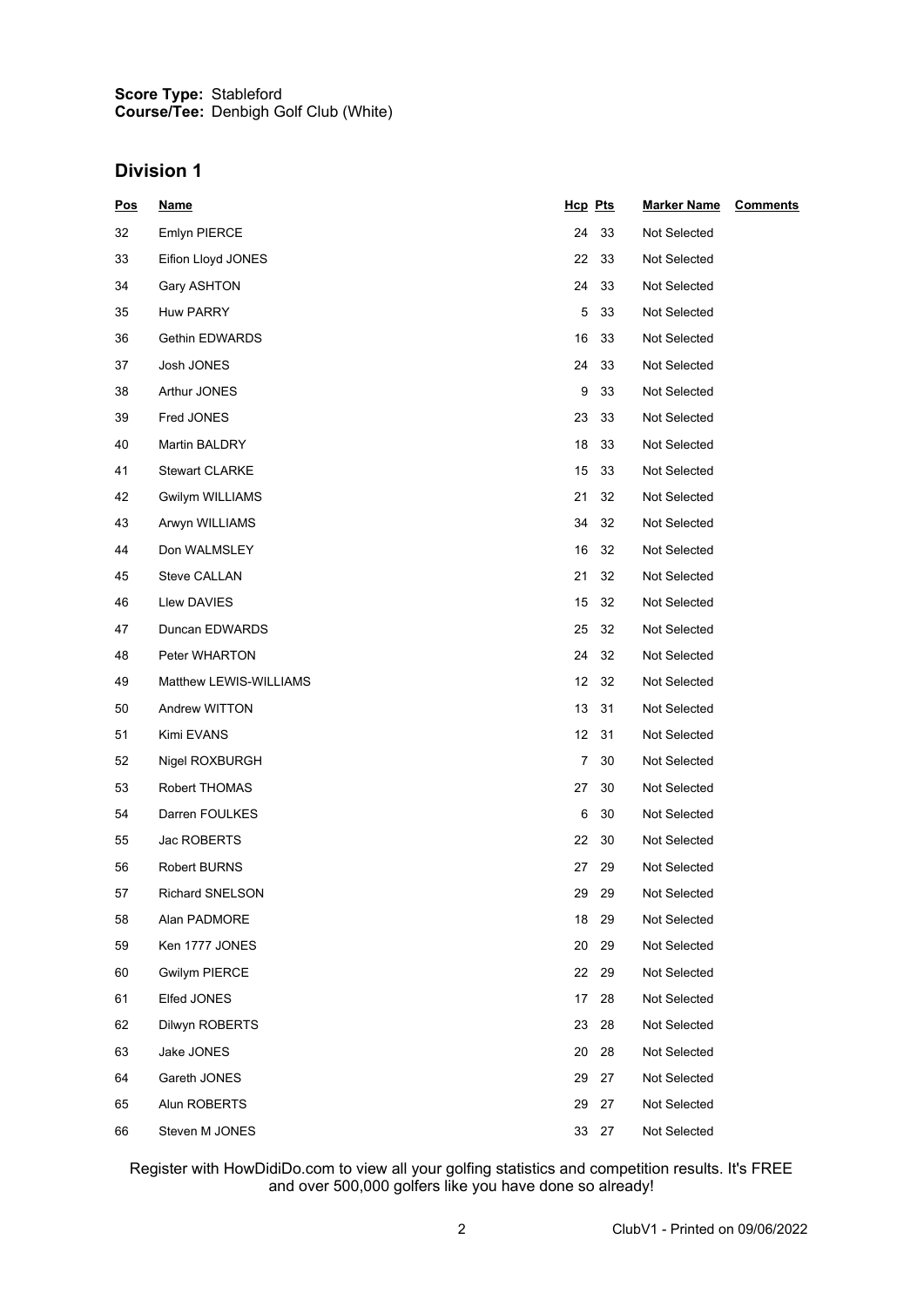**Score Type:** Stableford
**Course/Tee:** Denbigh Golf Club (White)

## Division 1

| Pos | Name | Hcp | Pts | Marker Name | Comments |
|---|---|---|---|---|---|
| 32 | Emlyn PIERCE | 24 | 33 | Not Selected | |
| 33 | Eifion Lloyd JONES | 22 | 33 | Not Selected | |
| 34 | Gary ASHTON | 24 | 33 | Not Selected | |
| 35 | Huw PARRY | 5 | 33 | Not Selected | |
| 36 | Gethin EDWARDS | 16 | 33 | Not Selected | |
| 37 | Josh JONES | 24 | 33 | Not Selected | |
| 38 | Arthur JONES | 9 | 33 | Not Selected | |
| 39 | Fred JONES | 23 | 33 | Not Selected | |
| 40 | Martin BALDRY | 18 | 33 | Not Selected | |
| 41 | Stewart CLARKE | 15 | 33 | Not Selected | |
| 42 | Gwilym WILLIAMS | 21 | 32 | Not Selected | |
| 43 | Arwyn WILLIAMS | 34 | 32 | Not Selected | |
| 44 | Don WALMSLEY | 16 | 32 | Not Selected | |
| 45 | Steve CALLAN | 21 | 32 | Not Selected | |
| 46 | Llew DAVIES | 15 | 32 | Not Selected | |
| 47 | Duncan EDWARDS | 25 | 32 | Not Selected | |
| 48 | Peter WHARTON | 24 | 32 | Not Selected | |
| 49 | Matthew LEWIS-WILLIAMS | 12 | 32 | Not Selected | |
| 50 | Andrew WITTON | 13 | 31 | Not Selected | |
| 51 | Kimi EVANS | 12 | 31 | Not Selected | |
| 52 | Nigel ROXBURGH | 7 | 30 | Not Selected | |
| 53 | Robert THOMAS | 27 | 30 | Not Selected | |
| 54 | Darren FOULKES | 6 | 30 | Not Selected | |
| 55 | Jac ROBERTS | 22 | 30 | Not Selected | |
| 56 | Robert BURNS | 27 | 29 | Not Selected | |
| 57 | Richard SNELSON | 29 | 29 | Not Selected | |
| 58 | Alan PADMORE | 18 | 29 | Not Selected | |
| 59 | Ken 1777 JONES | 20 | 29 | Not Selected | |
| 60 | Gwilym PIERCE | 22 | 29 | Not Selected | |
| 61 | Elfed JONES | 17 | 28 | Not Selected | |
| 62 | Dilwyn ROBERTS | 23 | 28 | Not Selected | |
| 63 | Jake JONES | 20 | 28 | Not Selected | |
| 64 | Gareth JONES | 29 | 27 | Not Selected | |
| 65 | Alun ROBERTS | 29 | 27 | Not Selected | |
| 66 | Steven M JONES | 33 | 27 | Not Selected | |

Register with HowDidiDo.com to view all your golfing statistics and competition results. It's FREE and over 500,000 golfers like you have done so already!

ClubV1 - Printed on 09/06/2022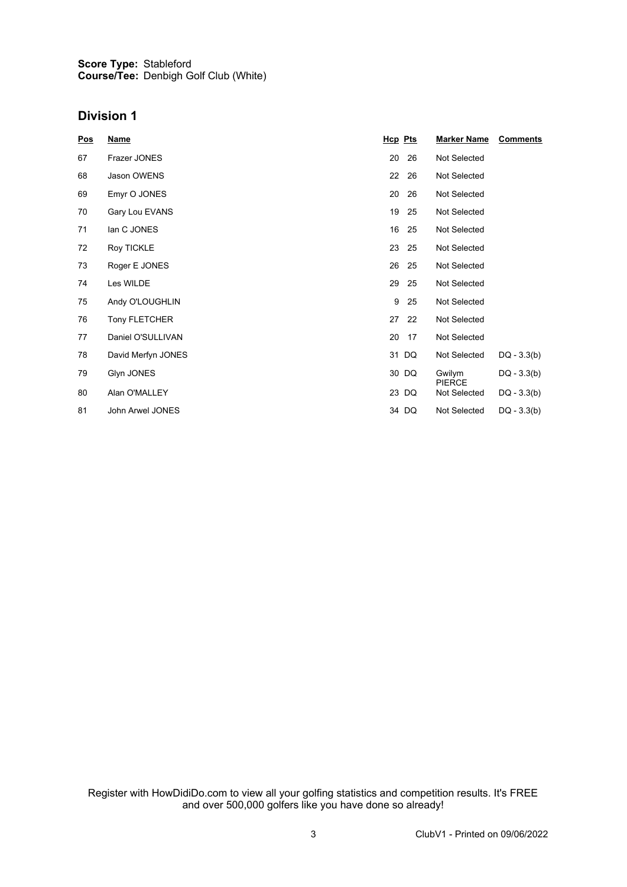**Score Type:** Stableford
**Course/Tee:** Denbigh Golf Club (White)

## Division 1

| Pos | Name | Hcp | Pts | Marker Name | Comments |
|---|---|---|---|---|---|
| 67 | Frazer JONES | 20 | 26 | Not Selected | |
| 68 | Jason OWENS | 22 | 26 | Not Selected | |
| 69 | Emyr O JONES | 20 | 26 | Not Selected | |
| 70 | Gary Lou EVANS | 19 | 25 | Not Selected | |
| 71 | Ian C JONES | 16 | 25 | Not Selected | |
| 72 | Roy TICKLE | 23 | 25 | Not Selected | |
| 73 | Roger E JONES | 26 | 25 | Not Selected | |
| 74 | Les WILDE | 29 | 25 | Not Selected | |
| 75 | Andy O'LOUGHLIN | 9 | 25 | Not Selected | |
| 76 | Tony FLETCHER | 27 | 22 | Not Selected | |
| 77 | Daniel O'SULLIVAN | 20 | 17 | Not Selected | |
| 78 | David Merfyn JONES | 31 | DQ | Not Selected | DQ - 3.3(b) |
| 79 | Glyn JONES | 30 | DQ | Gwilym PIERCE | DQ - 3.3(b) |
| 80 | Alan O'MALLEY | 23 | DQ | Not Selected | DQ - 3.3(b) |
| 81 | John Arwel JONES | 34 | DQ | Not Selected | DQ - 3.3(b) |

Register with HowDidiDo.com to view all your golfing statistics and competition results. It's FREE and over 500,000 golfers like you have done so already!

ClubV1 - Printed on 09/06/2022